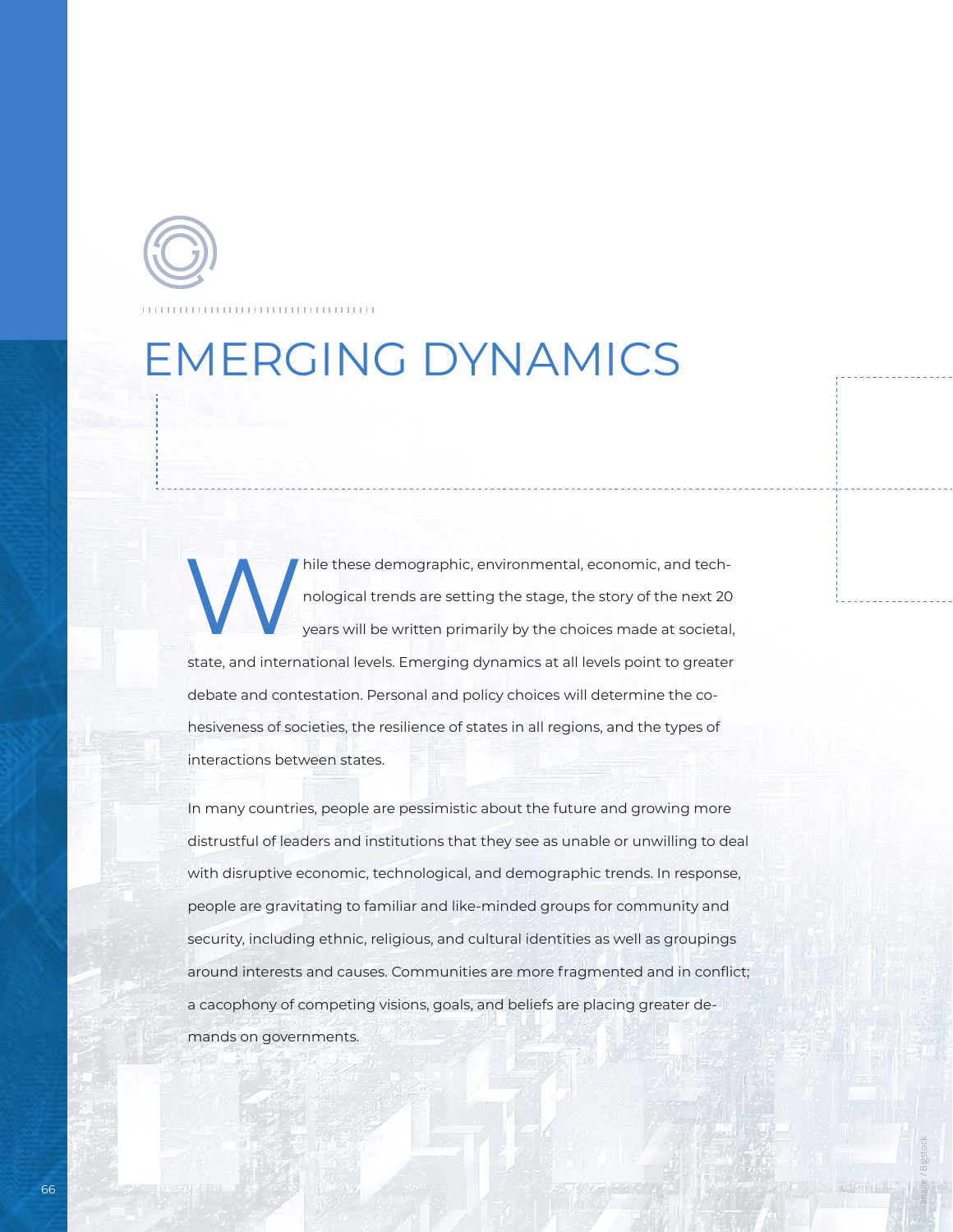# EMERGING DYNAMICS

While these demographic, environmental, economic, and technological trends are setting the stage, the story of the next 20 years will be written primarily by the choices made at societal, state, and international levels. Emerging dynamics at all levels point to greater debate and contestation. Personal and policy choices will determine the cohesiveness of societies, the resilience of states in all regions, and the types of interactions between states.

In many countries, people are pessimistic about the future and growing more distrustful of leaders and institutions that they see as unable or unwilling to deal with disruptive economic, technological, and demographic trends. In response, people are gravitating to familiar and like-minded groups for community and security, including ethnic, religious, and cultural identities as well as groupings around interests and causes. Communities are more fragmented and in conflict; a cacophony of competing visions, goals, and beliefs are placing greater demands on governments.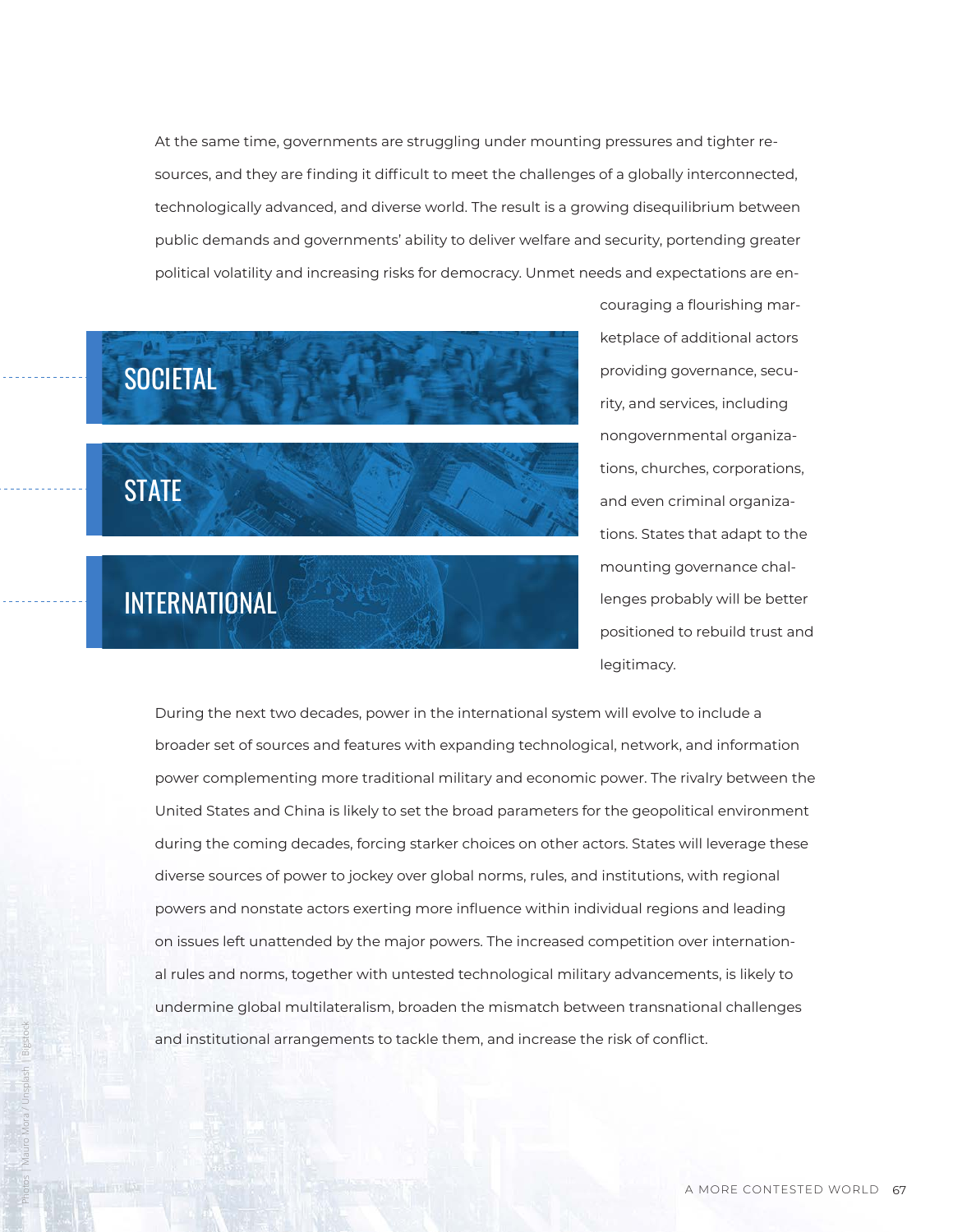At the same time, governments are struggling under mounting pressures and tighter resources, and they are finding it difficult to meet the challenges of a globally interconnected, technologically advanced, and diverse world. The result is a growing disequilibrium between public demands and governments' ability to deliver welfare and security, portending greater political volatility and increasing risks for democracy. Unmet needs and expectations are encouraging a flourishing marketplace of additional actors providing governance, security, and services, including nongovernmental organizations, churches, corporations, and even criminal organizations. States that adapt to the mounting governance challenges probably will be better positioned to rebuild trust and legitimacy.

SOCIETAL

STATE

INTERNATIONAL

During the next two decades, power in the international system will evolve to include a broader set of sources and features with expanding technological, network, and information power complementing more traditional military and economic power. The rivalry between the United States and China is likely to set the broad parameters for the geopolitical environment during the coming decades, forcing starker choices on other actors. States will leverage these diverse sources of power to jockey over global norms, rules, and institutions, with regional powers and nonstate actors exerting more influence within individual regions and leading on issues left unattended by the major powers. The increased competition over international rules and norms, together with untested technological military advancements, is likely to undermine global multilateralism, broaden the mismatch between transnational challenges and institutional arrangements to tackle them, and increase the risk of conflict.

Photos | Mauro Mora / Unsplash | Bigstock